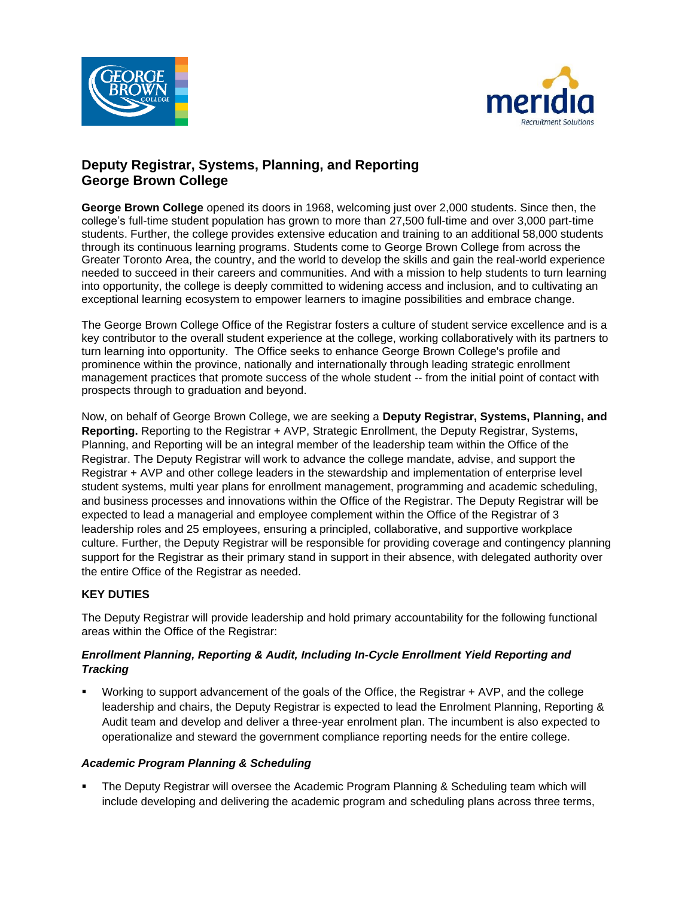# Deputy Registrar, Systems, Planning, and Reporting
# George Brown College

**George Brown College** opened its doors in 1968, welcoming just over 2,000 students. Since then, the college's full-time student population has grown to more than 27,500 full-time and over 3,000 part-time students. Further, the college provides extensive education and training to an additional 58,000 students through its continuous learning programs. Students come to George Brown College from across the Greater Toronto Area, the country, and the world to develop the skills and gain the real-world experience needed to succeed in their careers and communities. And with a mission to help students to turn learning into opportunity, the college is deeply committed to widening access and inclusion, and to cultivating an exceptional learning ecosystem to empower learners to imagine possibilities and embrace change.

The George Brown College Office of the Registrar fosters a culture of student service excellence and is a key contributor to the overall student experience at the college, working collaboratively with its partners to turn learning into opportunity. The Office seeks to enhance George Brown College's profile and prominence within the province, nationally and internationally through leading strategic enrollment management practices that promote success of the whole student -- from the initial point of contact with prospects through to graduation and beyond.

Now, on behalf of George Brown College, we are seeking a **Deputy Registrar, Systems, Planning, and Reporting.** Reporting to the Registrar + AVP, Strategic Enrollment, the Deputy Registrar, Systems, Planning, and Reporting will be an integral member of the leadership team within the Office of the Registrar. The Deputy Registrar will work to advance the college mandate, advise, and support the Registrar + AVP and other college leaders in the stewardship and implementation of enterprise level student systems, multi year plans for enrollment management, programming and academic scheduling, and business processes and innovations within the Office of the Registrar. The Deputy Registrar will be expected to lead a managerial and employee complement within the Office of the Registrar of 3 leadership roles and 25 employees, ensuring a principled, collaborative, and supportive workplace culture. Further, the Deputy Registrar will be responsible for providing coverage and contingency planning support for the Registrar as their primary stand in support in their absence, with delegated authority over the entire Office of the Registrar as needed.

## KEY DUTIES

The Deputy Registrar will provide leadership and hold primary accountability for the following functional areas within the Office of the Registrar:

### *Enrollment Planning, Reporting & Audit, Including In-Cycle Enrollment Yield Reporting and Tracking*

- Working to support advancement of the goals of the Office, the Registrar + AVP, and the college leadership and chairs, the Deputy Registrar is expected to lead the Enrolment Planning, Reporting & Audit team and develop and deliver a three-year enrolment plan. The incumbent is also expected to operationalize and steward the government compliance reporting needs for the entire college.

### *Academic Program Planning & Scheduling*

- The Deputy Registrar will oversee the Academic Program Planning & Scheduling team which will include developing and delivering the academic program and scheduling plans across three terms,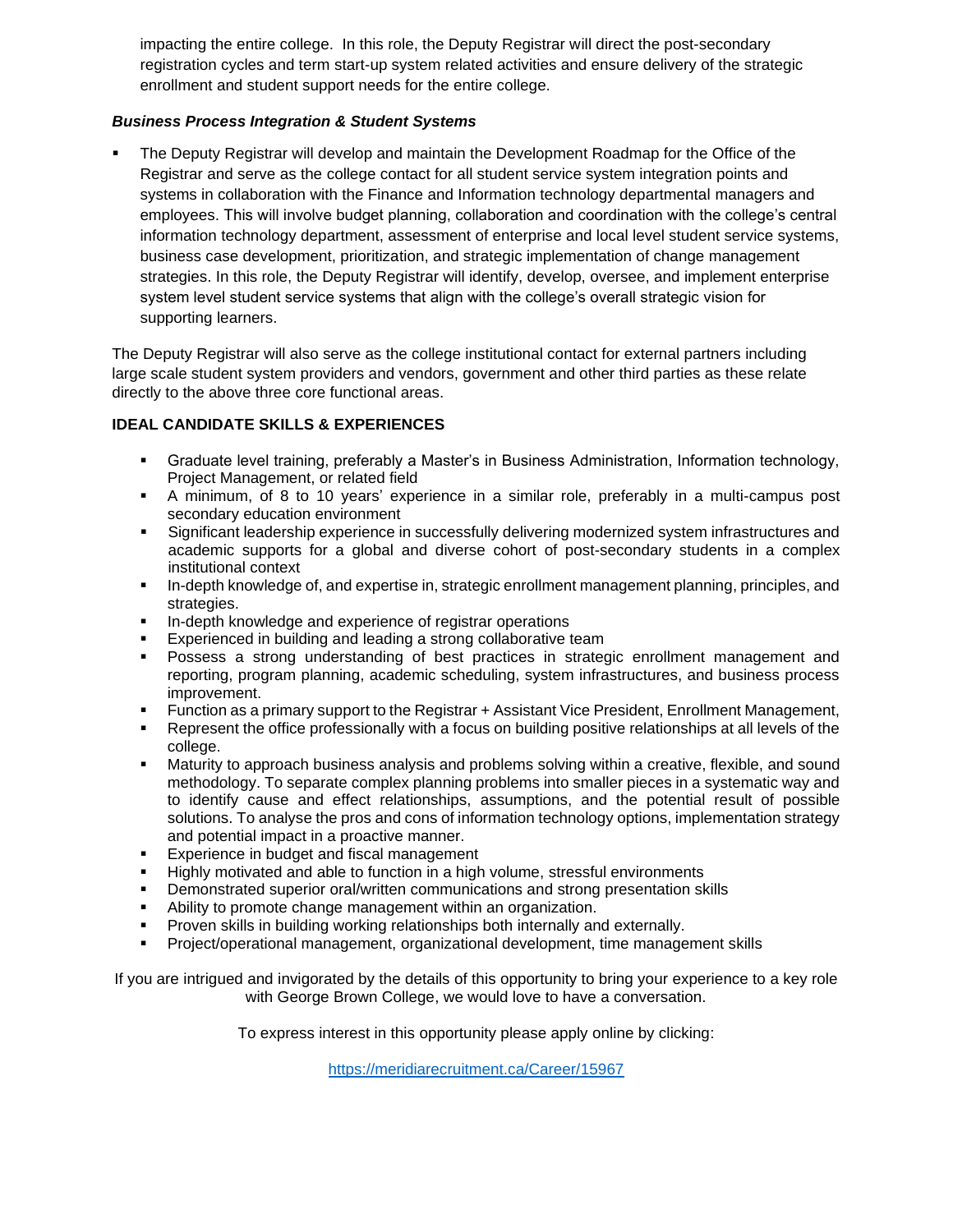impacting the entire college. In this role, the Deputy Registrar will direct the post-secondary registration cycles and term start-up system related activities and ensure delivery of the strategic enrollment and student support needs for the entire college.

***Business Process Integration & Student Systems***

- The Deputy Registrar will develop and maintain the Development Roadmap for the Office of the Registrar and serve as the college contact for all student service system integration points and systems in collaboration with the Finance and Information technology departmental managers and employees. This will involve budget planning, collaboration and coordination with the college's central information technology department, assessment of enterprise and local level student service systems, business case development, prioritization, and strategic implementation of change management strategies. In this role, the Deputy Registrar will identify, develop, oversee, and implement enterprise system level student service systems that align with the college's overall strategic vision for supporting learners.

The Deputy Registrar will also serve as the college institutional contact for external partners including large scale student system providers and vendors, government and other third parties as these relate directly to the above three core functional areas.

**IDEAL CANDIDATE SKILLS & EXPERIENCES**

- Graduate level training, preferably a Master's in Business Administration, Information technology, Project Management, or related field
- A minimum, of 8 to 10 years' experience in a similar role, preferably in a multi-campus post secondary education environment
- Significant leadership experience in successfully delivering modernized system infrastructures and academic supports for a global and diverse cohort of post-secondary students in a complex institutional context
- In-depth knowledge of, and expertise in, strategic enrollment management planning, principles, and strategies.
- In-depth knowledge and experience of registrar operations
- Experienced in building and leading a strong collaborative team
- Possess a strong understanding of best practices in strategic enrollment management and reporting, program planning, academic scheduling, system infrastructures, and business process improvement.
- Function as a primary support to the Registrar + Assistant Vice President, Enrollment Management,
- Represent the office professionally with a focus on building positive relationships at all levels of the college.
- Maturity to approach business analysis and problems solving within a creative, flexible, and sound methodology. To separate complex planning problems into smaller pieces in a systematic way and to identify cause and effect relationships, assumptions, and the potential result of possible solutions. To analyse the pros and cons of information technology options, implementation strategy and potential impact in a proactive manner.
- Experience in budget and fiscal management
- Highly motivated and able to function in a high volume, stressful environments
- Demonstrated superior oral/written communications and strong presentation skills
- Ability to promote change management within an organization.
- Proven skills in building working relationships both internally and externally.
- Project/operational management, organizational development, time management skills

If you are intrigued and invigorated by the details of this opportunity to bring your experience to a key role with George Brown College, we would love to have a conversation.

To express interest in this opportunity please apply online by clicking:

https://meridiarecruitment.ca/Career/15967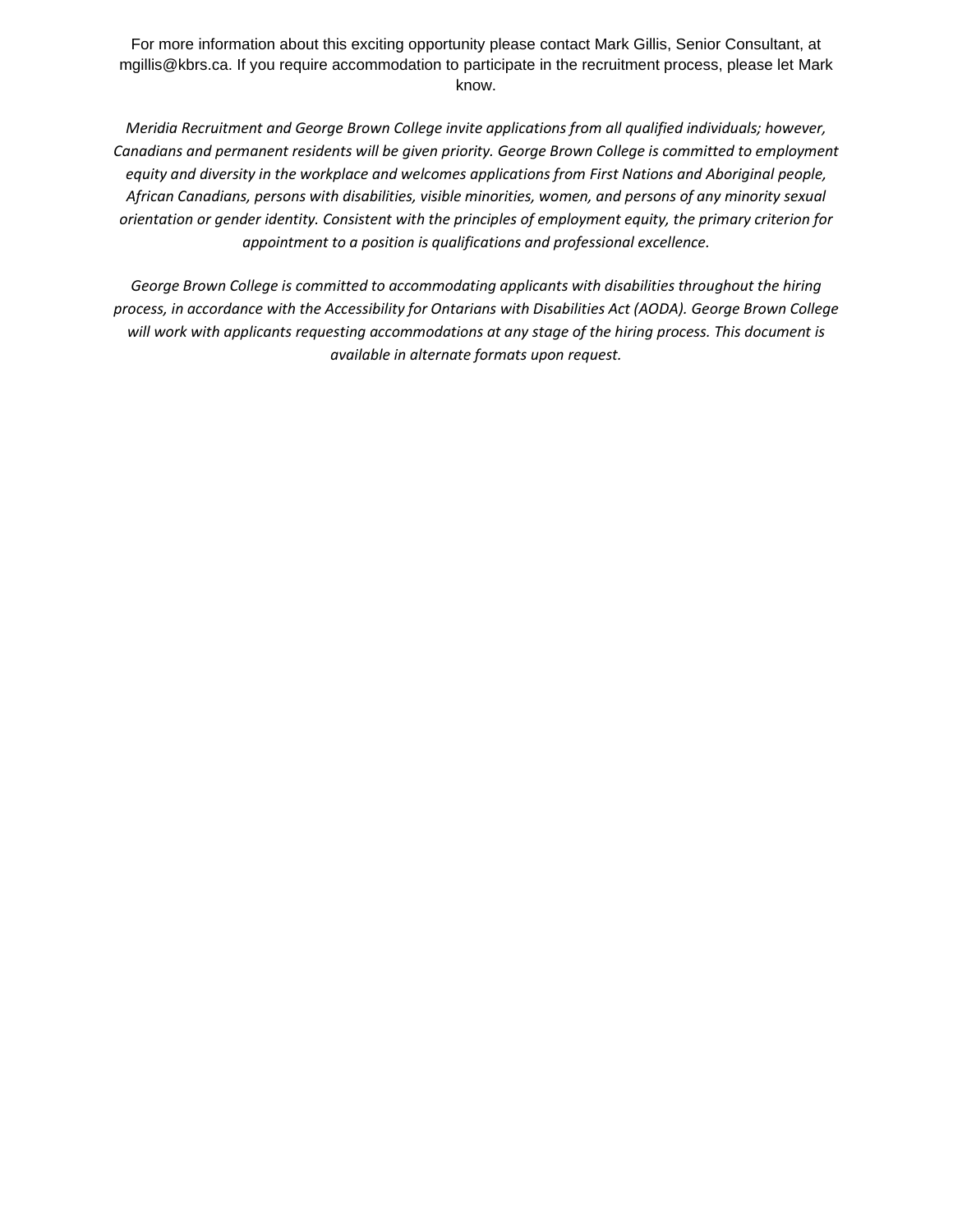For more information about this exciting opportunity please contact Mark Gillis, Senior Consultant, at mgillis@kbrs.ca. If you require accommodation to participate in the recruitment process, please let Mark know.

*Meridia Recruitment and George Brown College invite applications from all qualified individuals; however, Canadians and permanent residents will be given priority. George Brown College is committed to employment equity and diversity in the workplace and welcomes applications from First Nations and Aboriginal people, African Canadians, persons with disabilities, visible minorities, women, and persons of any minority sexual orientation or gender identity. Consistent with the principles of employment equity, the primary criterion for appointment to a position is qualifications and professional excellence.*

*George Brown College is committed to accommodating applicants with disabilities throughout the hiring process, in accordance with the Accessibility for Ontarians with Disabilities Act (AODA). George Brown College will work with applicants requesting accommodations at any stage of the hiring process. This document is available in alternate formats upon request.*